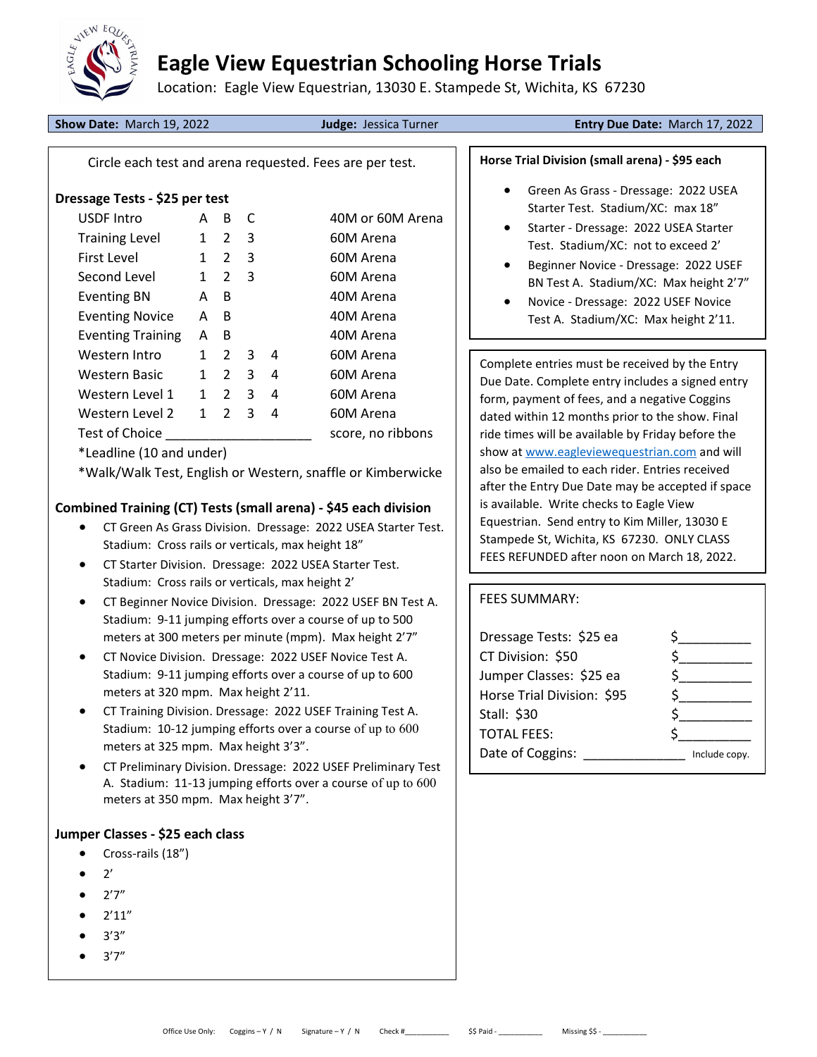# Eagle View Equestrian Schooling Horse Trials

Location: Eagle View Equestrian, 13030 E. Stampede St, Wichita, KS 67230

**Show Date:** March 19, 2022 **Judge:** Jessica Turner **Entry Due Date:** March 17, 2022

Circle each test and arena requested. Fees are per test.

**Dressage Tests - $25 per test**

| | | | | | |
|---|---|---|---|---|---|
| USDF Intro | A | B | C | | 40M or 60M Arena |
| Training Level | 1 | 2 | 3 | | 60M Arena |
| First Level | 1 | 2 | 3 | | 60M Arena |
| Second Level | 1 | 2 | 3 | | 60M Arena |
| Eventing BN | A | B | | | 40M Arena |
| Eventing Novice | A | B | | | 40M Arena |
| Eventing Training | A | B | | | 40M Arena |
| Western Intro | 1 | 2 | 3 | 4 | 60M Arena |
| Western Basic | 1 | 2 | 3 | 4 | 60M Arena |
| Western Level 1 | 1 | 2 | 3 | 4 | 60M Arena |
| Western Level 2 | 1 | 2 | 3 | 4 | 60M Arena |
| Test of Choice ____________________ | | | | | score, no ribbons |

*Leadline (10 and under)

*Walk/Walk Test, English or Western, snaffle or Kimberwicke

**Combined Training (CT) Tests (small arena) - $45 each division**

- CT Green As Grass Division. Dressage: 2022 USEA Starter Test. Stadium: Cross rails or verticals, max height 18"
- CT Starter Division. Dressage: 2022 USEA Starter Test. Stadium: Cross rails or verticals, max height 2'
- CT Beginner Novice Division. Dressage: 2022 USEF BN Test A. Stadium: 9-11 jumping efforts over a course of up to 500 meters at 300 meters per minute (mpm). Max height 2'7"
- CT Novice Division. Dressage: 2022 USEF Novice Test A. Stadium: 9-11 jumping efforts over a course of up to 600 meters at 320 mpm. Max height 2'11.
- CT Training Division. Dressage: 2022 USEF Training Test A. Stadium: 10-12 jumping efforts over a course of up to 600 meters at 325 mpm. Max height 3'3".
- CT Preliminary Division. Dressage: 2022 USEF Preliminary Test A. Stadium: 11-13 jumping efforts over a course of up to 600 meters at 350 mpm. Max height 3'7".

**Jumper Classes - $25 each class**

- Cross-rails (18")
- 2'
- 2'7"
- 2'11"
- 3'3"
- 3'7"

**Horse Trial Division (small arena) - $95 each**

- Green As Grass - Dressage: 2022 USEA Starter Test. Stadium/XC: max 18"
- Starter - Dressage: 2022 USEA Starter Test. Stadium/XC: not to exceed 2'
- Beginner Novice - Dressage: 2022 USEF BN Test A. Stadium/XC: Max height 2'7"
- Novice - Dressage: 2022 USEF Novice Test A. Stadium/XC: Max height 2'11.

Complete entries must be received by the Entry Due Date. Complete entry includes a signed entry form, payment of fees, and a negative Coggins dated within 12 months prior to the show. Final ride times will be available by Friday before the show at www.eagleviewequestrian.com and will also be emailed to each rider. Entries received after the Entry Due Date may be accepted if space is available. Write checks to Eagle View Equestrian. Send entry to Kim Miller, 13030 E Stampede St, Wichita, KS 67230. ONLY CLASS FEES REFUNDED after noon on March 18, 2022.

FEES SUMMARY:

| | |
|---|---|
| Dressage Tests: $25 ea | $__________ |
| CT Division: $50 | $__________ |
| Jumper Classes: $25 ea | $__________ |
| Horse Trial Division: $95 | $__________ |
| Stall: $30 | $__________ |
| TOTAL FEES: | $__________ |

Date of Coggins: ______________ Include copy.

Office Use Only: Coggins – Y / N Signature – Y / N Check #__________ $$ Paid - __________ Missing $$ - __________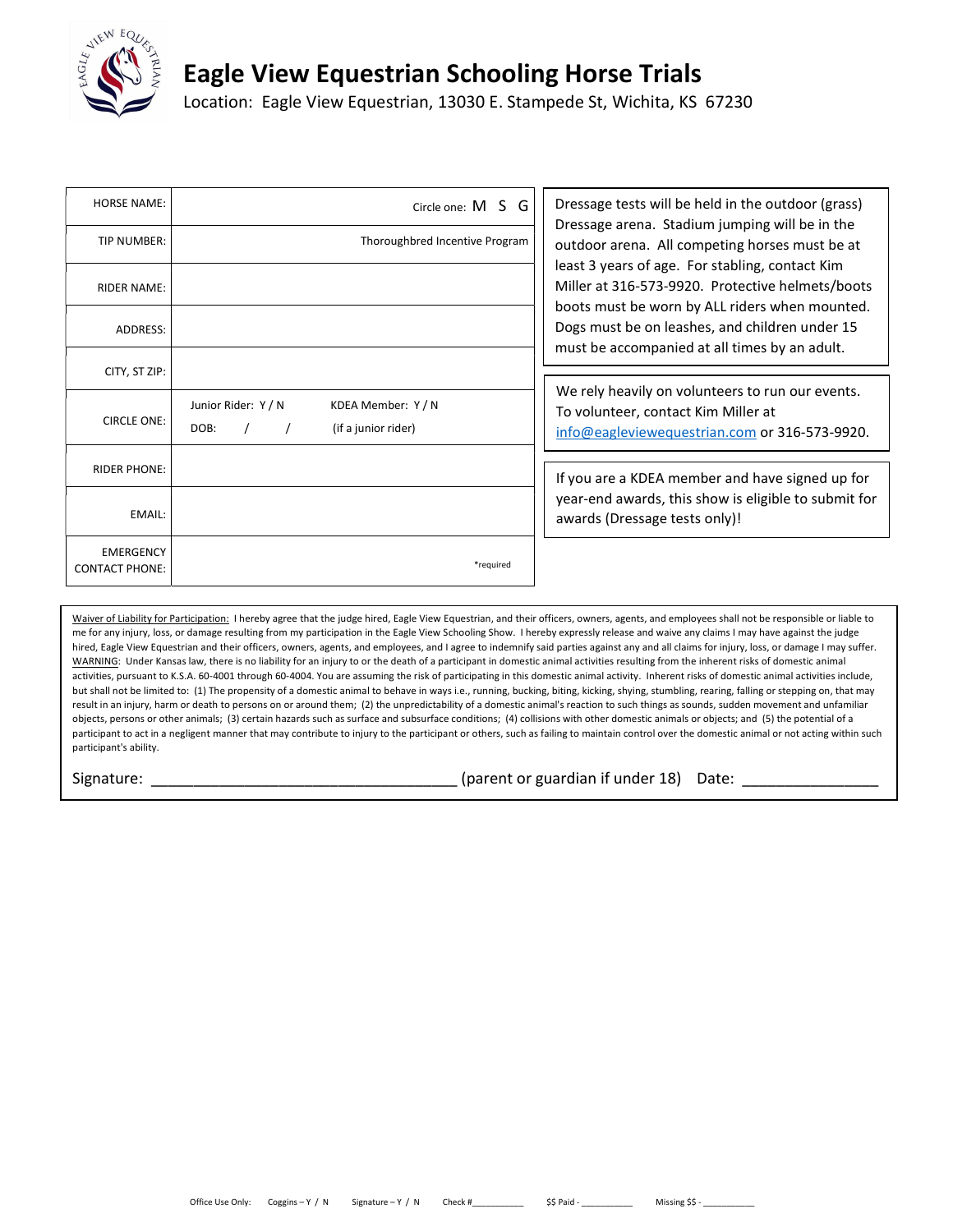# Eagle View Equestrian Schooling Horse Trials

Location: Eagle View Equestrian, 13030 E. Stampede St, Wichita, KS 67230

| | |
|---|---|
| HORSE NAME: | Circle one: M S G |
| TIP NUMBER: | Thoroughbred Incentive Program |
| RIDER NAME: | |
| ADDRESS: | |
| CITY, ST ZIP: | |
| CIRCLE ONE: | Junior Rider: Y / N KDEA Member: Y / N<br>DOB: / / (if a junior rider) |
| RIDER PHONE: | |
| EMAIL: | |
| EMERGENCY CONTACT PHONE: | *required |

Dressage tests will be held in the outdoor (grass) Dressage arena. Stadium jumping will be in the outdoor arena. All competing horses must be at least 3 years of age. For stabling, contact Kim Miller at 316-573-9920. Protective helmets/boots boots must be worn by ALL riders when mounted. Dogs must be on leashes, and children under 15 must be accompanied at all times by an adult.

We rely heavily on volunteers to run our events. To volunteer, contact Kim Miller at info@eagleviewequestrian.com or 316-573-9920.

If you are a KDEA member and have signed up for year-end awards, this show is eligible to submit for awards (Dressage tests only)!

Waiver of Liability for Participation: I hereby agree that the judge hired, Eagle View Equestrian, and their officers, owners, agents, and employees shall not be responsible or liable to me for any injury, loss, or damage resulting from my participation in the Eagle View Schooling Show. I hereby expressly release and waive any claims I may have against the judge hired, Eagle View Equestrian and their officers, owners, agents, and employees, and I agree to indemnify said parties against any and all claims for injury, loss, or damage I may suffer. WARNING: Under Kansas law, there is no liability for an injury to or the death of a participant in domestic animal activities resulting from the inherent risks of domestic animal activities, pursuant to K.S.A. 60-4001 through 60-4004. You are assuming the risk of participating in this domestic animal activity. Inherent risks of domestic animal activities include, but shall not be limited to: (1) The propensity of a domestic animal to behave in ways i.e., running, bucking, biting, kicking, shying, stumbling, rearing, falling or stepping on, that may result in an injury, harm or death to persons on or around them; (2) the unpredictability of a domestic animal's reaction to such things as sounds, sudden movement and unfamiliar objects, persons or other animals; (3) certain hazards such as surface and subsurface conditions; (4) collisions with other domestic animals or objects; and (5) the potential of a participant to act in a negligent manner that may contribute to injury to the participant or others, such as failing to maintain control over the domestic animal or not acting within such participant's ability.

Signature: ___________________________________ (parent or guardian if under 18) Date: ________________

Office Use Only: Coggins – Y / N Signature – Y / N Check #__________ $$ Paid - __________ Missing $$ - __________